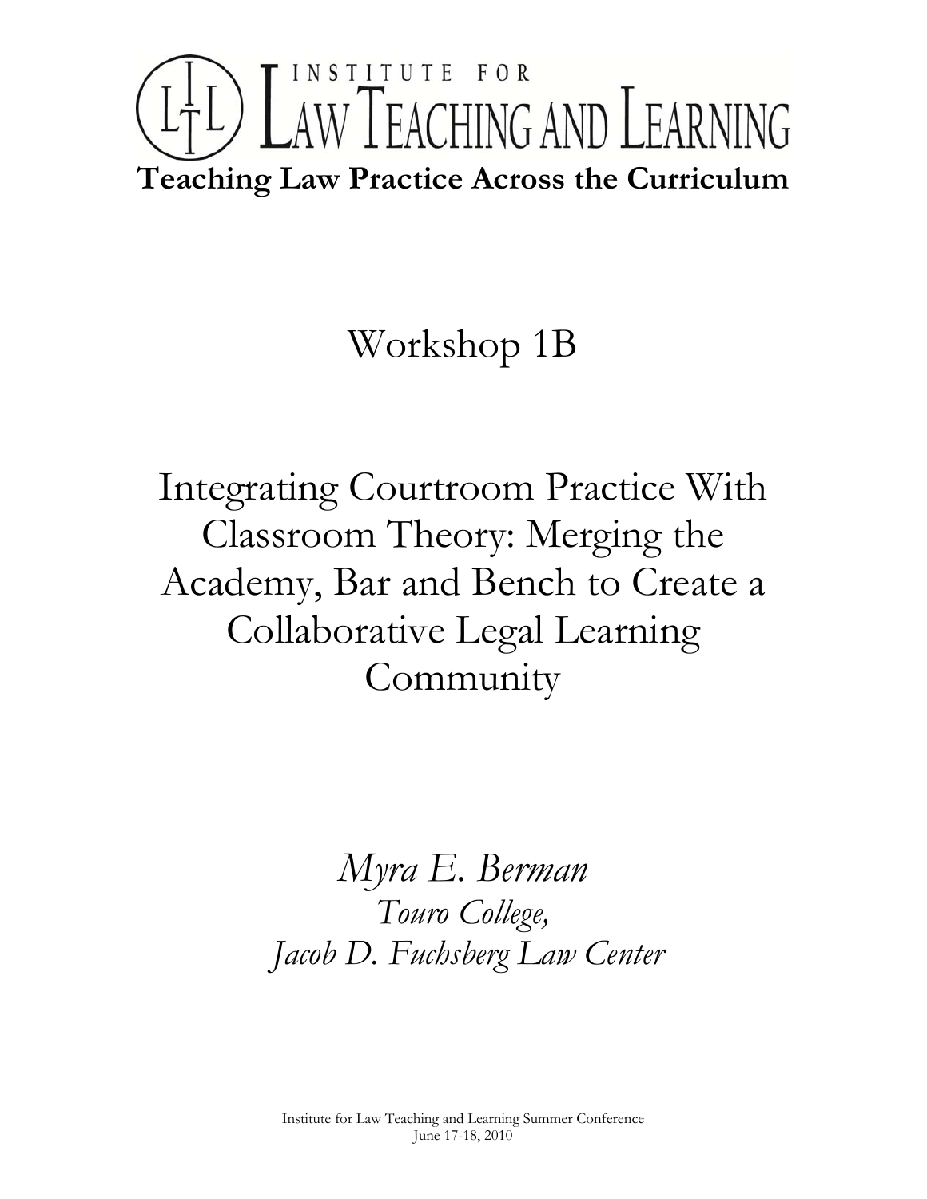# INSTITUTE FOR LAW TEACHING AND LEARNING

**Teaching Law Practice Across the Curriculum**

## Workshop 1B

## Integrating Courtroom Practice With Classroom Theory: Merging the Academy, Bar and Bench to Create a Collaborative Legal Learning Community

*Myra E. Berman*

*Touro College,*

*Jacob D. Fuchsberg Law Center*

Institute for Law Teaching and Learning Summer Conference
June 17-18, 2010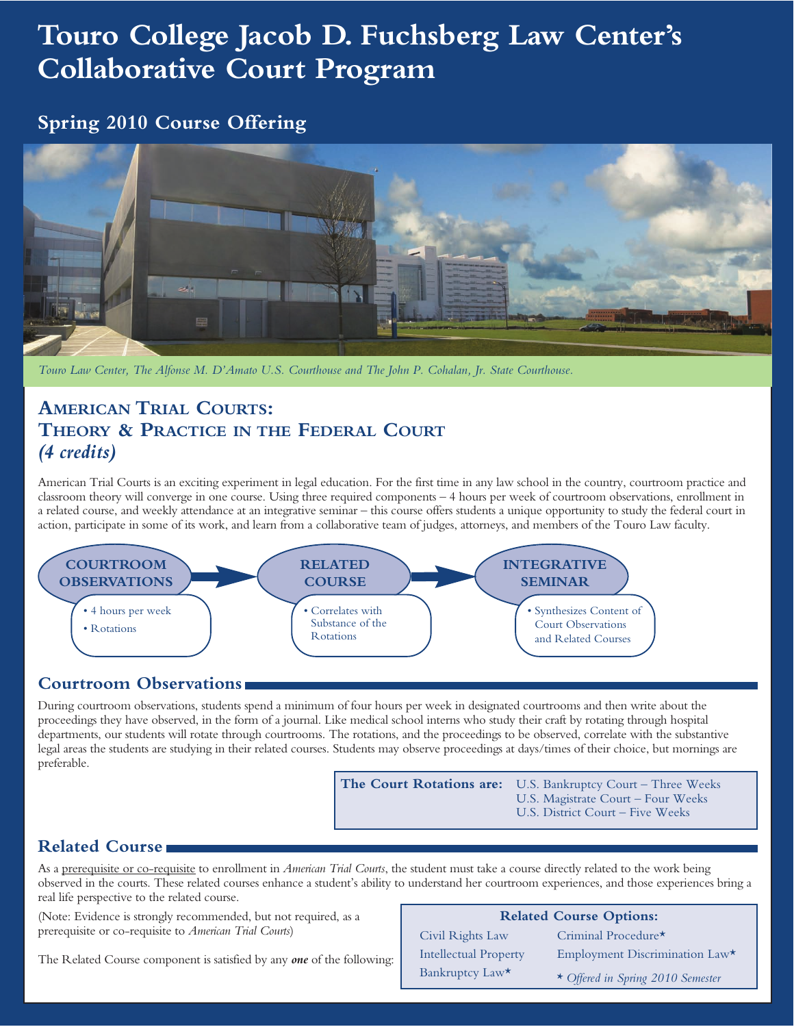# Touro College Jacob D. Fuchsberg Law Center's Collaborative Court Program

## Spring 2010 Course Offering

*Touro Law Center, The Alfonse M. D'Amato U.S. Courthouse and The John P. Cohalan, Jr. State Courthouse.*

## AMERICAN TRIAL COURTS: THEORY & PRACTICE IN THE FEDERAL COURT *(4 credits)*

American Trial Courts is an exciting experiment in legal education. For the first time in any law school in the country, courtroom practice and classroom theory will converge in one course. Using three required components – 4 hours per week of courtroom observations, enrollment in a related course, and weekly attendance at an integrative seminar – this course offers students a unique opportunity to study the federal court in action, participate in some of its work, and learn from a collaborative team of judges, attorneys, and members of the Touro Law faculty.

**COURTROOM OBSERVATIONS** → **RELATED COURSE** → **INTEGRATIVE SEMINAR**

- **Courtroom Observations**
  - 4 hours per week
  - Rotations
- **Related Course**
  - Correlates with Substance of the Rotations
- **Integrative Seminar**
  - Synthesizes Content of Court Observations and Related Courses

### Courtroom Observations

During courtroom observations, students spend a minimum of four hours per week in designated courtrooms and then write about the proceedings they have observed, in the form of a journal. Like medical school interns who study their craft by rotating through hospital departments, our students will rotate through courtrooms. The rotations, and the proceedings to be observed, correlate with the substantive legal areas the students are studying in their related courses. Students may observe proceedings at days/times of their choice, but mornings are preferable.

**The Court Rotations are:**
- U.S. Bankruptcy Court – Three Weeks
- U.S. Magistrate Court – Four Weeks
- U.S. District Court – Five Weeks

### Related Course

As a prerequisite or co-requisite to enrollment in *American Trial Courts*, the student must take a course directly related to the work being observed in the courts. These related courses enhance a student's ability to understand her courtroom experiences, and those experiences bring a real life perspective to the related course.

(Note: Evidence is strongly recommended, but not required, as a prerequisite or co-requisite to *American Trial Courts*)

The Related Course component is satisfied by any ***one*** of the following:

**Related Course Options:**

- Civil Rights Law
- Intellectual Property
- Bankruptcy Law*
- Criminal Procedure*
- Employment Discrimination Law*

\* *Offered in Spring 2010 Semester*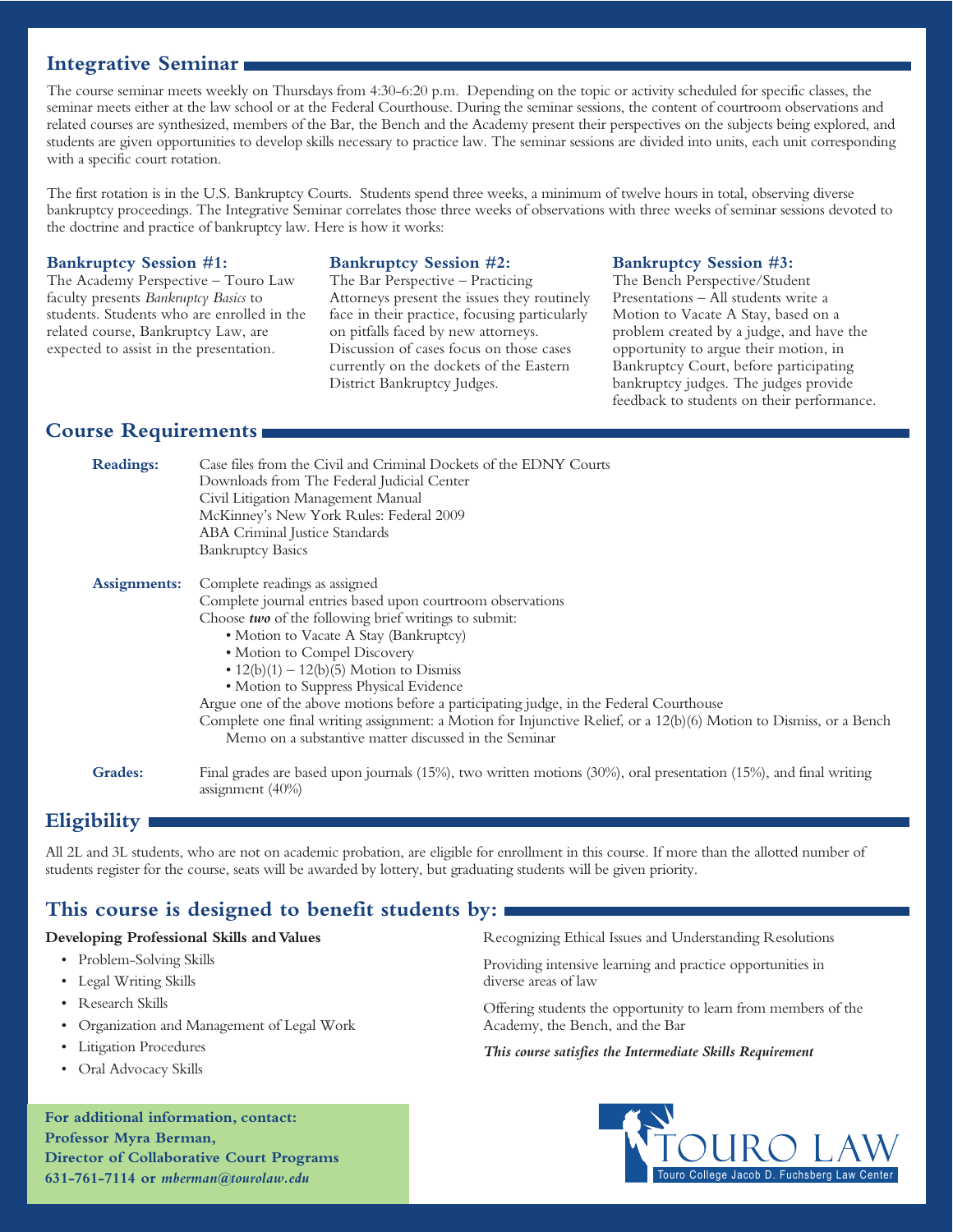## Integrative Seminar

The course seminar meets weekly on Thursdays from 4:30-6:20 p.m. Depending on the topic or activity scheduled for specific classes, the seminar meets either at the law school or at the Federal Courthouse. During the seminar sessions, the content of courtroom observations and related courses are synthesized, members of the Bar, the Bench and the Academy present their perspectives on the subjects being explored, and students are given opportunities to develop skills necessary to practice law. The seminar sessions are divided into units, each unit corresponding with a specific court rotation.

The first rotation is in the U.S. Bankruptcy Courts. Students spend three weeks, a minimum of twelve hours in total, observing diverse bankruptcy proceedings. The Integrative Seminar correlates those three weeks of observations with three weeks of seminar sessions devoted to the doctrine and practice of bankruptcy law. Here is how it works:

### Bankruptcy Session #1:

The Academy Perspective – Touro Law faculty presents *Bankruptcy Basics* to students. Students who are enrolled in the related course, Bankruptcy Law, are expected to assist in the presentation.

### Bankruptcy Session #2:

The Bar Perspective – Practicing Attorneys present the issues they routinely face in their practice, focusing particularly on pitfalls faced by new attorneys. Discussion of cases focus on those cases currently on the dockets of the Eastern District Bankruptcy Judges.

### Bankruptcy Session #3:

The Bench Perspective/Student Presentations – All students write a Motion to Vacate A Stay, based on a problem created by a judge, and have the opportunity to argue their motion, in Bankruptcy Court, before participating bankruptcy judges. The judges provide feedback to students on their performance.

## Course Requirements

**Readings:**

Case files from the Civil and Criminal Dockets of the EDNY Courts
Downloads from The Federal Judicial Center
Civil Litigation Management Manual
McKinney's New York Rules: Federal 2009
ABA Criminal Justice Standards
Bankruptcy Basics

**Assignments:**

Complete readings as assigned
Complete journal entries based upon courtroom observations
Choose ***two*** of the following brief writings to submit:

- Motion to Vacate A Stay (Bankruptcy)
- Motion to Compel Discovery
- 12(b)(1) – 12(b)(5) Motion to Dismiss
- Motion to Suppress Physical Evidence

Argue one of the above motions before a participating judge, in the Federal Courthouse
Complete one final writing assignment: a Motion for Injunctive Relief, or a 12(b)(6) Motion to Dismiss, or a Bench Memo on a substantive matter discussed in the Seminar

**Grades:**

Final grades are based upon journals (15%), two written motions (30%), oral presentation (15%), and final writing assignment (40%)

## Eligibility

All 2L and 3L students, who are not on academic probation, are eligible for enrollment in this course. If more than the allotted number of students register for the course, seats will be awarded by lottery, but graduating students will be given priority.

## This course is designed to benefit students by:

**Developing Professional Skills and Values**

- Problem-Solving Skills
- Legal Writing Skills
- Research Skills
- Organization and Management of Legal Work
- Litigation Procedures
- Oral Advocacy Skills

Recognizing Ethical Issues and Understanding Resolutions

Providing intensive learning and practice opportunities in diverse areas of law

Offering students the opportunity to learn from members of the Academy, the Bench, and the Bar

***This course satisfies the Intermediate Skills Requirement***

**For additional information, contact:**
**Professor Myra Berman,**
**Director of Collaborative Court Programs**
**631-761-7114 or *mberman@tourolaw.edu***

TOURO LAW
Touro College Jacob D. Fuchsberg Law Center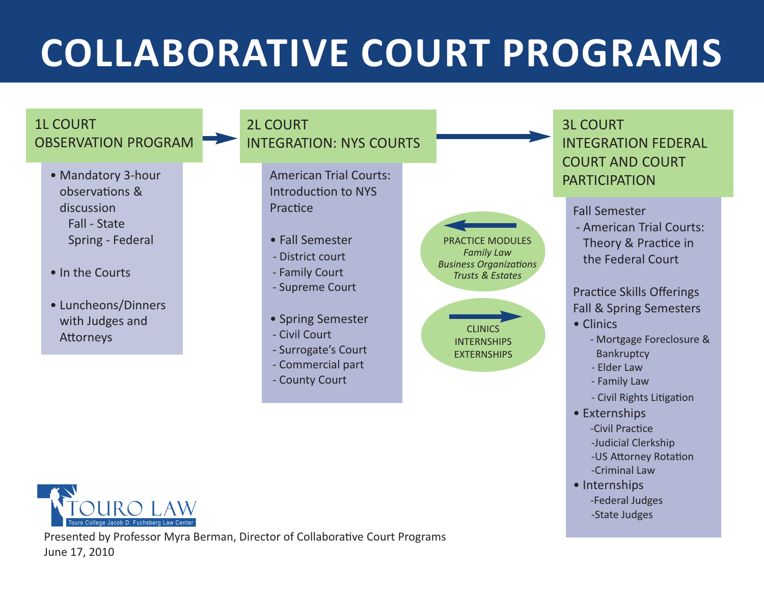# COLLABORATIVE COURT PROGRAMS

## 1L COURT OBSERVATION PROGRAM

- Mandatory 3-hour observations & discussion
  - Fall - State
  - Spring - Federal
- In the Courts
- Luncheons/Dinners with Judges and Attorneys

## 2L COURT INTEGRATION: NYS COURTS

American Trial Courts: Introduction to NYS Practice

- Fall Semester
  - District court
  - Family Court
  - Supreme Court
- Spring Semester
  - Civil Court
  - Surrogate's Court
  - Commercial part
  - County Court

PRACTICE MODULES
*Family Law*
*Business Organizations*
*Trusts & Estates*

CLINICS
INTERNSHIPS
EXTERNSHIPS

## 3L COURT INTEGRATION FEDERAL COURT AND COURT PARTICIPATION

Fall Semester
- American Trial Courts: Theory & Practice in the Federal Court

Practice Skills Offerings
Fall & Spring Semesters

- Clinics
  - Mortgage Foreclosure & Bankruptcy
  - Elder Law
  - Family Law
  - Civil Rights Litigation
- Externships
  - Civil Practice
  - Judicial Clerkship
  - US Attorney Rotation
  - Criminal Law
- Internships
  - Federal Judges
  - State Judges

TOURO LAW
Touro College Jacob D. Fuchsberg Law Center

Presented by Professor Myra Berman, Director of Collaborative Court Programs
June 17, 2010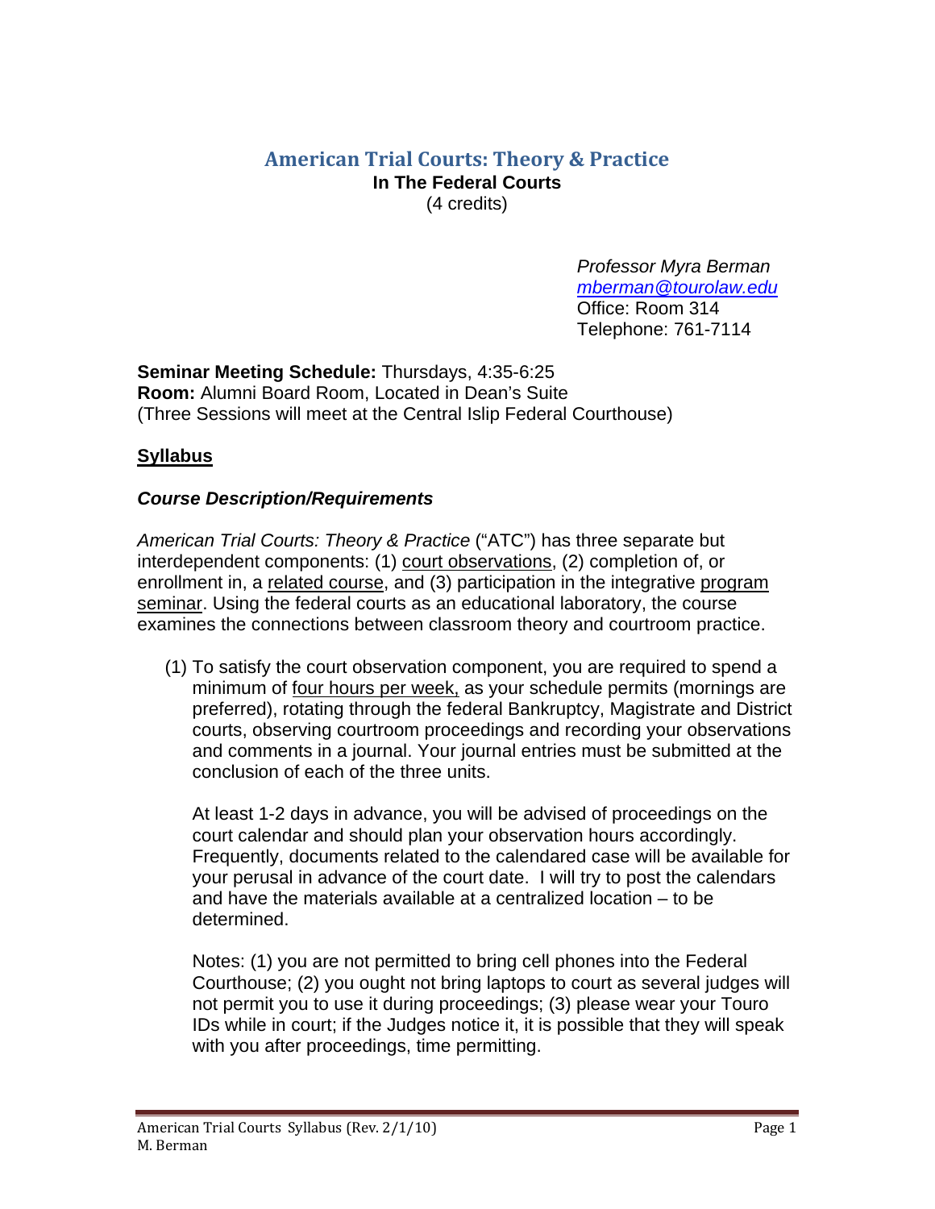# American Trial Courts: Theory & Practice

**In The Federal Courts**

(4 credits)

*Professor Myra Berman*
*mberman@tourolaw.edu*
Office: Room 314
Telephone: 761-7114

**Seminar Meeting Schedule:** Thursdays, 4:35-6:25
**Room:** Alumni Board Room, Located in Dean's Suite
(Three Sessions will meet at the Central Islip Federal Courthouse)

## Syllabus

### *Course Description/Requirements*

*American Trial Courts: Theory & Practice* ("ATC") has three separate but interdependent components: (1) court observations, (2) completion of, or enrollment in, a related course, and (3) participation in the integrative program seminar. Using the federal courts as an educational laboratory, the course examines the connections between classroom theory and courtroom practice.

(1) To satisfy the court observation component, you are required to spend a minimum of four hours per week, as your schedule permits (mornings are preferred), rotating through the federal Bankruptcy, Magistrate and District courts, observing courtroom proceedings and recording your observations and comments in a journal. Your journal entries must be submitted at the conclusion of each of the three units.

At least 1-2 days in advance, you will be advised of proceedings on the court calendar and should plan your observation hours accordingly. Frequently, documents related to the calendared case will be available for your perusal in advance of the court date. I will try to post the calendars and have the materials available at a centralized location – to be determined.

Notes: (1) you are not permitted to bring cell phones into the Federal Courthouse; (2) you ought not bring laptops to court as several judges will not permit you to use it during proceedings; (3) please wear your Touro IDs while in court; if the Judges notice it, it is possible that they will speak with you after proceedings, time permitting.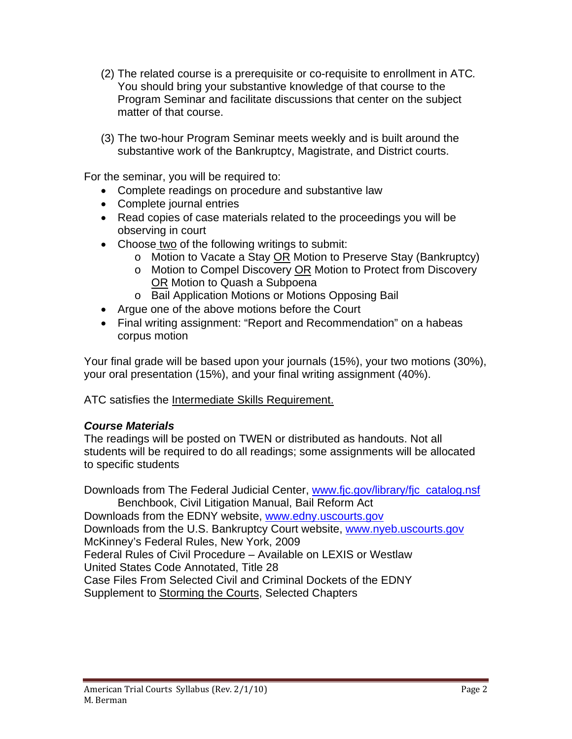(2) The related course is a prerequisite or co-requisite to enrollment in ATC. You should bring your substantive knowledge of that course to the Program Seminar and facilitate discussions that center on the subject matter of that course.

(3) The two-hour Program Seminar meets weekly and is built around the substantive work of the Bankruptcy, Magistrate, and District courts.

For the seminar, you will be required to:

- Complete readings on procedure and substantive law
- Complete journal entries
- Read copies of case materials related to the proceedings you will be observing in court
- Choose two of the following writings to submit:
  - Motion to Vacate a Stay OR Motion to Preserve Stay (Bankruptcy)
  - Motion to Compel Discovery OR Motion to Protect from Discovery OR Motion to Quash a Subpoena
  - Bail Application Motions or Motions Opposing Bail
- Argue one of the above motions before the Court
- Final writing assignment: "Report and Recommendation" on a habeas corpus motion

Your final grade will be based upon your journals (15%), your two motions (30%), your oral presentation (15%), and your final writing assignment (40%).

ATC satisfies the Intermediate Skills Requirement.

***Course Materials***

The readings will be posted on TWEN or distributed as handouts. Not all students will be required to do all readings; some assignments will be allocated to specific students

Downloads from The Federal Judicial Center, www.fjc.gov/library/fjc_catalog.nsf
Benchbook, Civil Litigation Manual, Bail Reform Act
Downloads from the EDNY website, www.edny.uscourts.gov
Downloads from the U.S. Bankruptcy Court website, www.nyeb.uscourts.gov
McKinney's Federal Rules, New York, 2009
Federal Rules of Civil Procedure – Available on LEXIS or Westlaw
United States Code Annotated, Title 28
Case Files From Selected Civil and Criminal Dockets of the EDNY
Supplement to Storming the Courts, Selected Chapters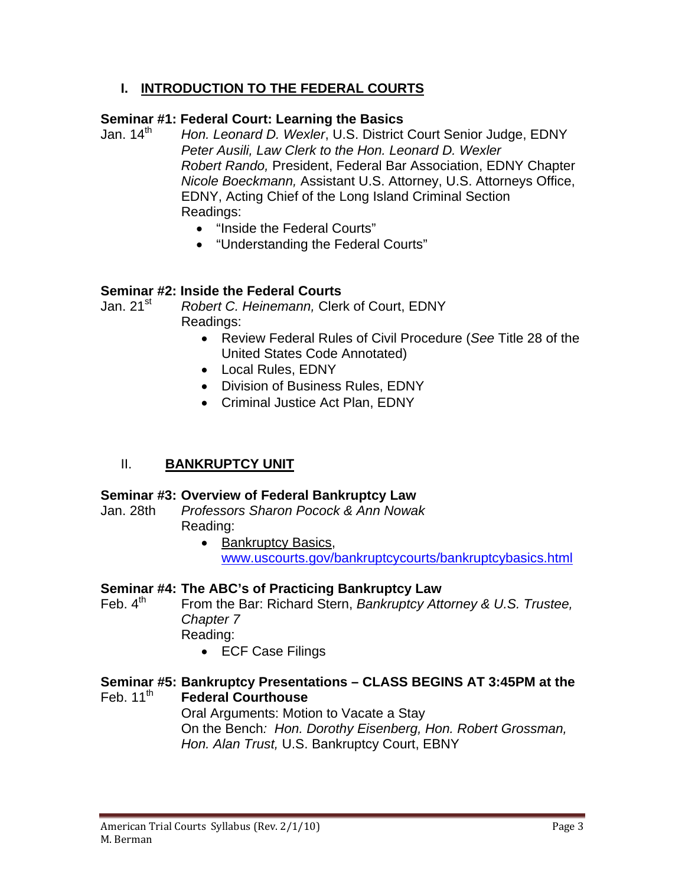## I. INTRODUCTION TO THE FEDERAL COURTS

**Seminar #1: Federal Court: Learning the Basics**

Jan. 14th *Hon. Leonard D. Wexler*, U.S. District Court Senior Judge, EDNY
*Peter Ausili, Law Clerk to the Hon. Leonard D. Wexler*
*Robert Rando,* President, Federal Bar Association, EDNY Chapter
*Nicole Boeckmann,* Assistant U.S. Attorney, U.S. Attorneys Office, EDNY, Acting Chief of the Long Island Criminal Section
Readings:

- "Inside the Federal Courts"
- "Understanding the Federal Courts"

**Seminar #2: Inside the Federal Courts**

Jan. 21st *Robert C. Heinemann,* Clerk of Court, EDNY
Readings:

- Review Federal Rules of Civil Procedure (*See* Title 28 of the United States Code Annotated)
- Local Rules, EDNY
- Division of Business Rules, EDNY
- Criminal Justice Act Plan, EDNY

## II. BANKRUPTCY UNIT

**Seminar #3: Overview of Federal Bankruptcy Law**

Jan. 28th *Professors Sharon Pocock & Ann Nowak*
Reading:

- Bankruptcy Basics, www.uscourts.gov/bankruptcycourts/bankruptcybasics.html

**Seminar #4: The ABC's of Practicing Bankruptcy Law**

Feb. 4th From the Bar: Richard Stern, *Bankruptcy Attorney & U.S. Trustee, Chapter 7*
Reading:

- ECF Case Filings

**Seminar #5: Bankruptcy Presentations – CLASS BEGINS AT 3:45PM at the Federal Courthouse**

Feb. 11th Oral Arguments: Motion to Vacate a Stay
On the Bench*: Hon. Dorothy Eisenberg, Hon. Robert Grossman, Hon. Alan Trust,* U.S. Bankruptcy Court, EBNY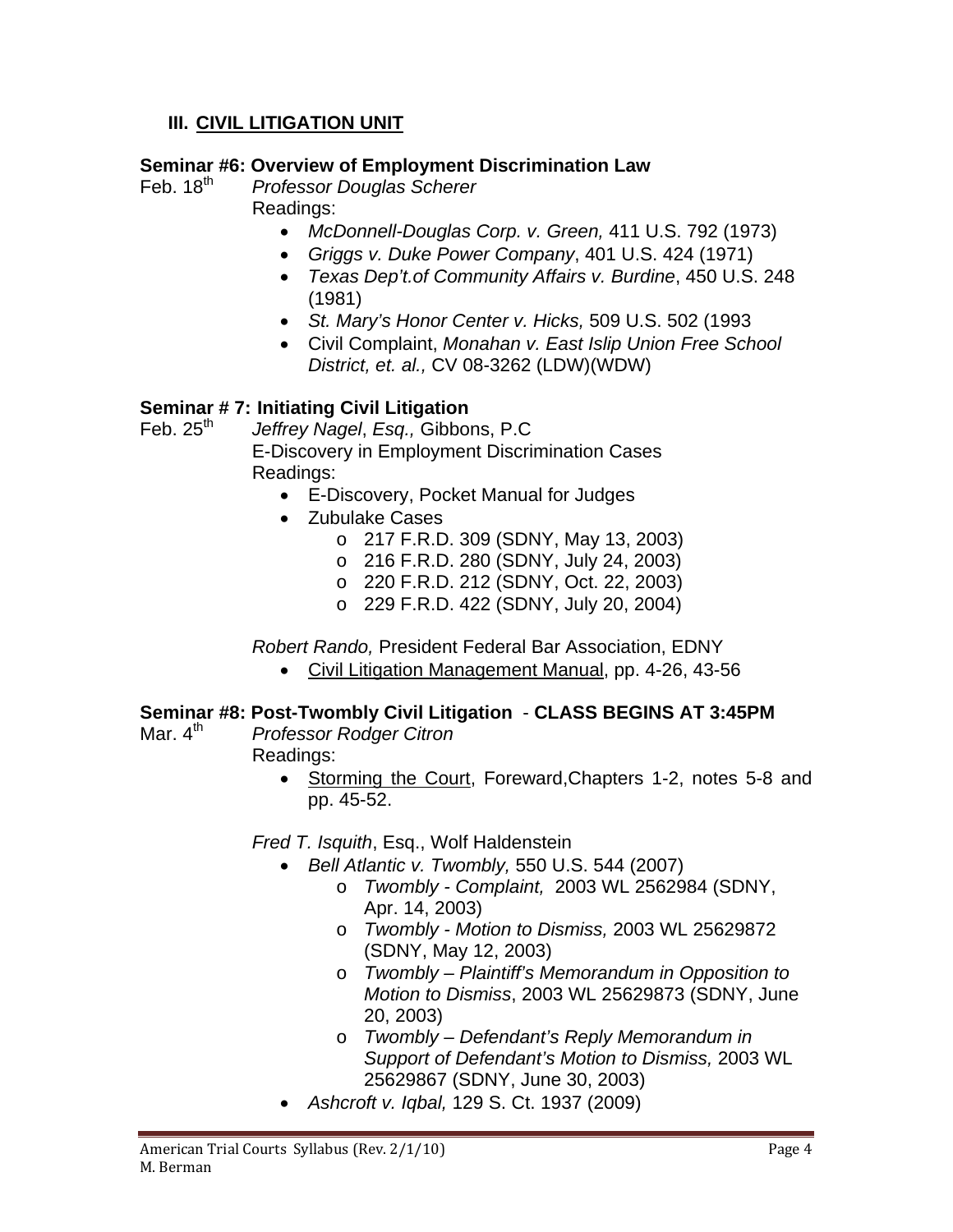## III. **CIVIL LITIGATION UNIT**

### Seminar #6: Overview of Employment Discrimination Law

Feb. 18th *Professor Douglas Scherer*

Readings:

- *McDonnell-Douglas Corp. v. Green,* 411 U.S. 792 (1973)
- *Griggs v. Duke Power Company*, 401 U.S. 424 (1971)
- *Texas Dep't.of Community Affairs v. Burdine*, 450 U.S. 248 (1981)
- *St. Mary's Honor Center v. Hicks,* 509 U.S. 502 (1993
- Civil Complaint, *Monahan v. East Islip Union Free School District, et. al.,* CV 08-3262 (LDW)(WDW)

### Seminar # 7: Initiating Civil Litigation

Feb. 25th *Jeffrey Nagel*, *Esq.,* Gibbons, P.C

E-Discovery in Employment Discrimination Cases

Readings:

- E-Discovery, Pocket Manual for Judges
- Zubulake Cases
  - 217 F.R.D. 309 (SDNY, May 13, 2003)
  - 216 F.R.D. 280 (SDNY, July 24, 2003)
  - 220 F.R.D. 212 (SDNY, Oct. 22, 2003)
  - 229 F.R.D. 422 (SDNY, July 20, 2004)

*Robert Rando,* President Federal Bar Association, EDNY

- Civil Litigation Management Manual, pp. 4-26, 43-56

### Seminar #8: Post-Twombly Civil Litigation - CLASS BEGINS AT 3:45PM

Mar. 4th *Professor Rodger Citron*

Readings:

- Storming the Court, Foreward,Chapters 1-2, notes 5-8 and pp. 45-52.

*Fred T. Isquith*, Esq., Wolf Haldenstein

- *Bell Atlantic v. Twombly,* 550 U.S. 544 (2007)
  - *Twombly - Complaint,* 2003 WL 2562984 (SDNY, Apr. 14, 2003)
  - *Twombly - Motion to Dismiss,* 2003 WL 25629872 (SDNY, May 12, 2003)
  - *Twombly – Plaintiff's Memorandum in Opposition to Motion to Dismiss*, 2003 WL 25629873 (SDNY, June 20, 2003)
  - *Twombly – Defendant's Reply Memorandum in Support of Defendant's Motion to Dismiss,* 2003 WL 25629867 (SDNY, June 30, 2003)
- *Ashcroft v. Iqbal,* 129 S. Ct. 1937 (2009)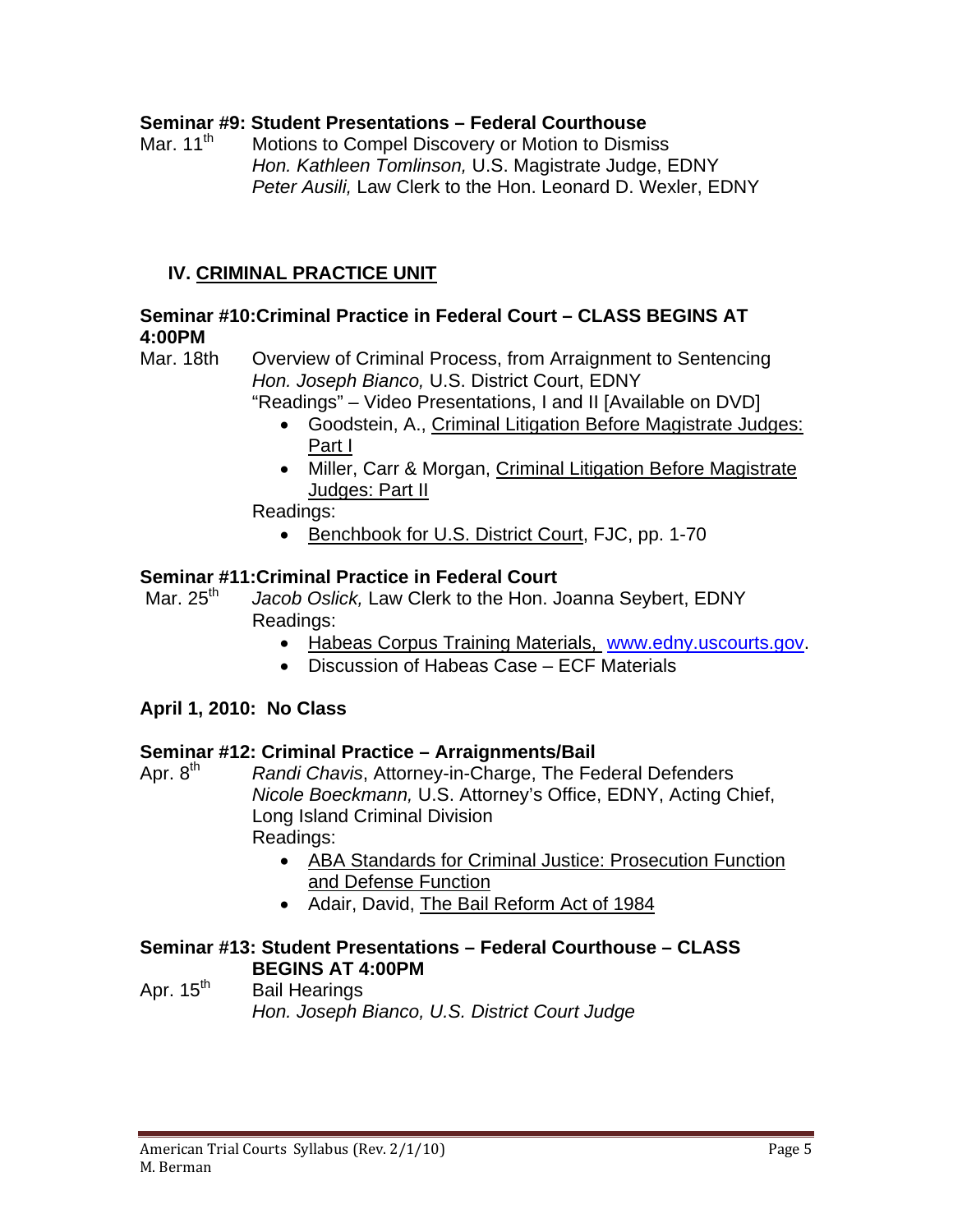### Seminar #9: Student Presentations – Federal Courthouse

Mar. 11th  Motions to Compel Discovery or Motion to Dismiss
*Hon. Kathleen Tomlinson,* U.S. Magistrate Judge, EDNY
*Peter Ausili,* Law Clerk to the Hon. Leonard D. Wexler, EDNY

## IV. CRIMINAL PRACTICE UNIT

### Seminar #10: Criminal Practice in Federal Court – CLASS BEGINS AT 4:00PM

Mar. 18th  Overview of Criminal Process, from Arraignment to Sentencing
*Hon. Joseph Bianco,* U.S. District Court, EDNY
"Readings" – Video Presentations, I and II [Available on DVD]

- Goodstein, A., Criminal Litigation Before Magistrate Judges: Part I
- Miller, Carr & Morgan, Criminal Litigation Before Magistrate Judges: Part II

Readings:

- Benchbook for U.S. District Court, FJC, pp. 1-70

### Seminar #11: Criminal Practice in Federal Court

Mar. 25th  *Jacob Oslick,* Law Clerk to the Hon. Joanna Seybert, EDNY
Readings:

- Habeas Corpus Training Materials, www.edny.uscourts.gov.
- Discussion of Habeas Case – ECF Materials

**April 1, 2010: No Class**

### Seminar #12: Criminal Practice – Arraignments/Bail

Apr. 8th  *Randi Chavis*, Attorney-in-Charge, The Federal Defenders
*Nicole Boeckmann,* U.S. Attorney's Office, EDNY, Acting Chief, Long Island Criminal Division
Readings:

- ABA Standards for Criminal Justice: Prosecution Function and Defense Function
- Adair, David, The Bail Reform Act of 1984

### Seminar #13: Student Presentations – Federal Courthouse – CLASS BEGINS AT 4:00PM

Apr. 15th  Bail Hearings
*Hon. Joseph Bianco, U.S. District Court Judge*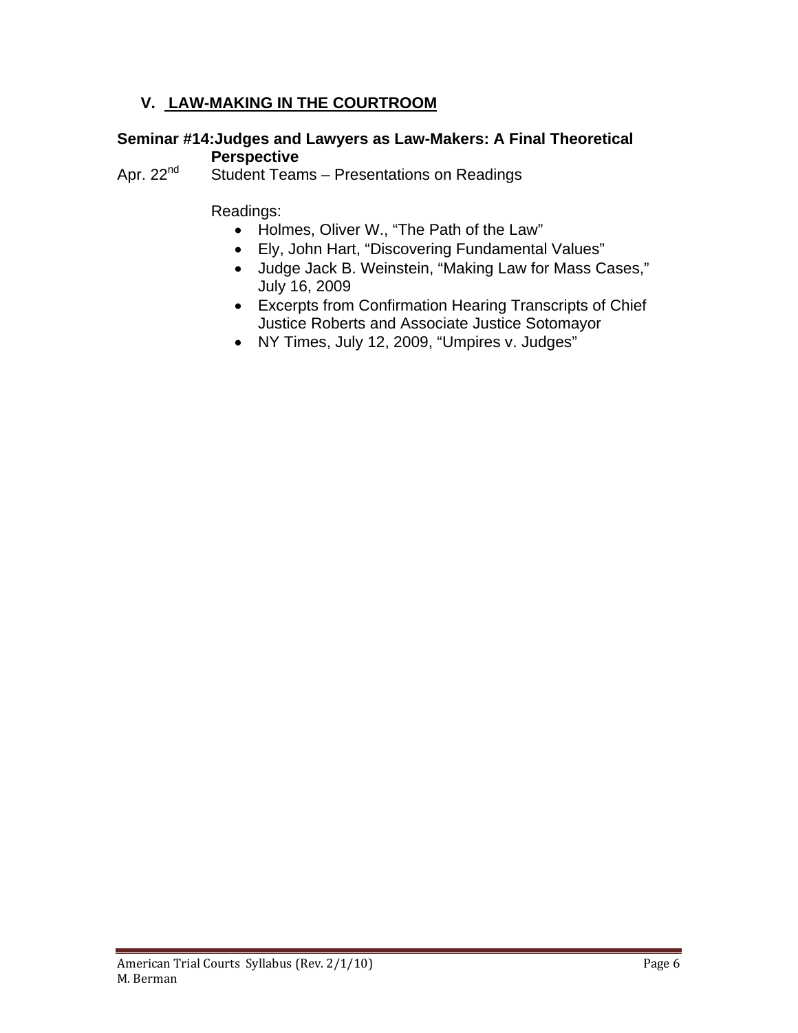## V. LAW-MAKING IN THE COURTROOM

**Seminar #14: Judges and Lawyers as Law-Makers: A Final Theoretical Perspective**

Apr. 22nd Student Teams – Presentations on Readings

Readings:

- Holmes, Oliver W., "The Path of the Law"
- Ely, John Hart, "Discovering Fundamental Values"
- Judge Jack B. Weinstein, "Making Law for Mass Cases," July 16, 2009
- Excerpts from Confirmation Hearing Transcripts of Chief Justice Roberts and Associate Justice Sotomayor
- NY Times, July 12, 2009, "Umpires v. Judges"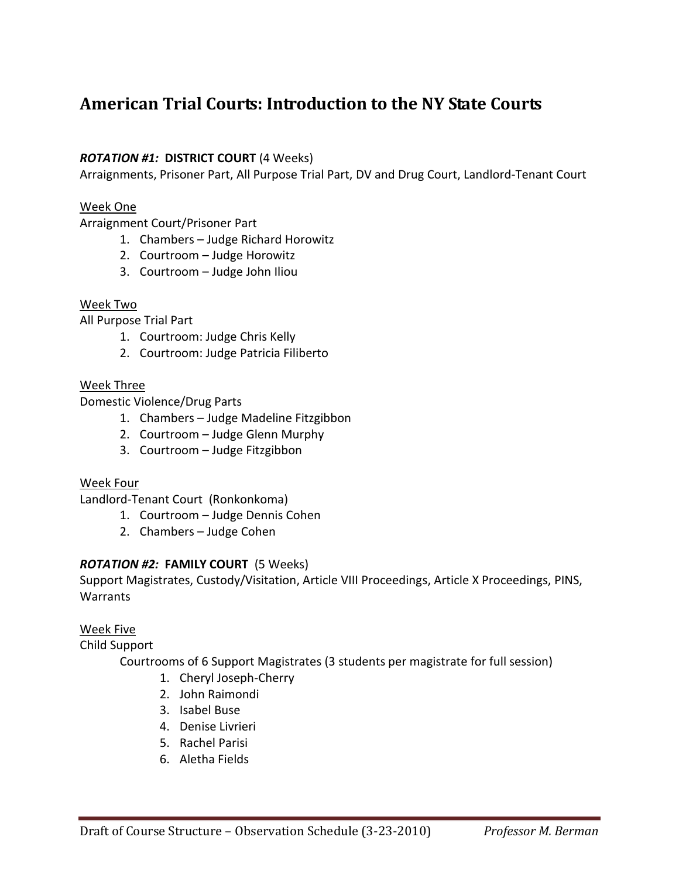# American Trial Courts: Introduction to the NY State Courts

***ROTATION #1:*** **DISTRICT COURT** (4 Weeks)
Arraignments, Prisoner Part, All Purpose Trial Part, DV and Drug Court, Landlord-Tenant Court

Week One
Arraignment Court/Prisoner Part

1. Chambers – Judge Richard Horowitz
2. Courtroom – Judge Horowitz
3. Courtroom – Judge John Iliou

Week Two
All Purpose Trial Part

1. Courtroom: Judge Chris Kelly
2. Courtroom: Judge Patricia Filiberto

Week Three
Domestic Violence/Drug Parts

1. Chambers – Judge Madeline Fitzgibbon
2. Courtroom – Judge Glenn Murphy
3. Courtroom – Judge Fitzgibbon

Week Four
Landlord-Tenant Court (Ronkonkoma)

1. Courtroom – Judge Dennis Cohen
2. Chambers – Judge Cohen

***ROTATION #2:*** **FAMILY COURT** (5 Weeks)
Support Magistrates, Custody/Visitation, Article VIII Proceedings, Article X Proceedings, PINS, Warrants

Week Five
Child Support

Courtrooms of 6 Support Magistrates (3 students per magistrate for full session)

1. Cheryl Joseph-Cherry
2. John Raimondi
3. Isabel Buse
4. Denise Livrieri
5. Rachel Parisi
6. Aletha Fields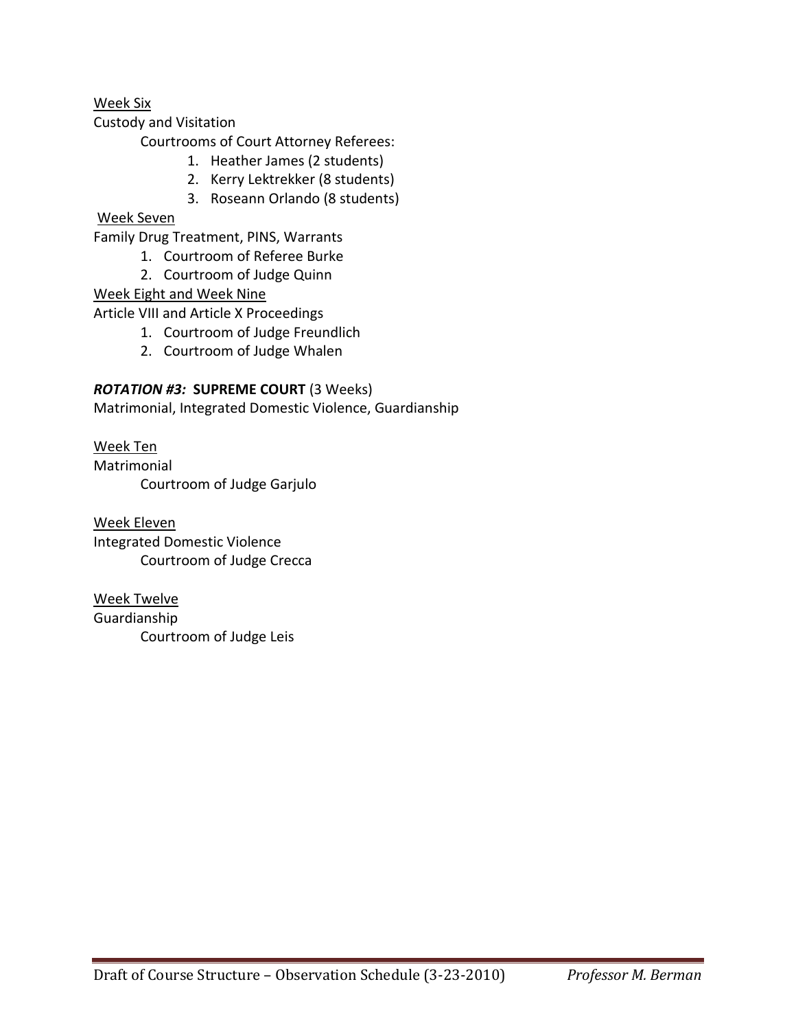<u>Week Six</u>

Custody and Visitation

Courtrooms of Court Attorney Referees:

1. Heather James (2 students)
2. Kerry Lektrekker (8 students)
3. Roseann Orlando (8 students)

<u>Week Seven</u>

Family Drug Treatment, PINS, Warrants

1. Courtroom of Referee Burke
2. Courtroom of Judge Quinn

<u>Week Eight and Week Nine</u>

Article VIII and Article X Proceedings

1. Courtroom of Judge Freundlich
2. Courtroom of Judge Whalen

***ROTATION #3:*** **SUPREME COURT** (3 Weeks)

Matrimonial, Integrated Domestic Violence, Guardianship

<u>Week Ten</u>

Matrimonial

Courtroom of Judge Garjulo

<u>Week Eleven</u>

Integrated Domestic Violence

Courtroom of Judge Crecca

<u>Week Twelve</u>

Guardianship

Courtroom of Judge Leis